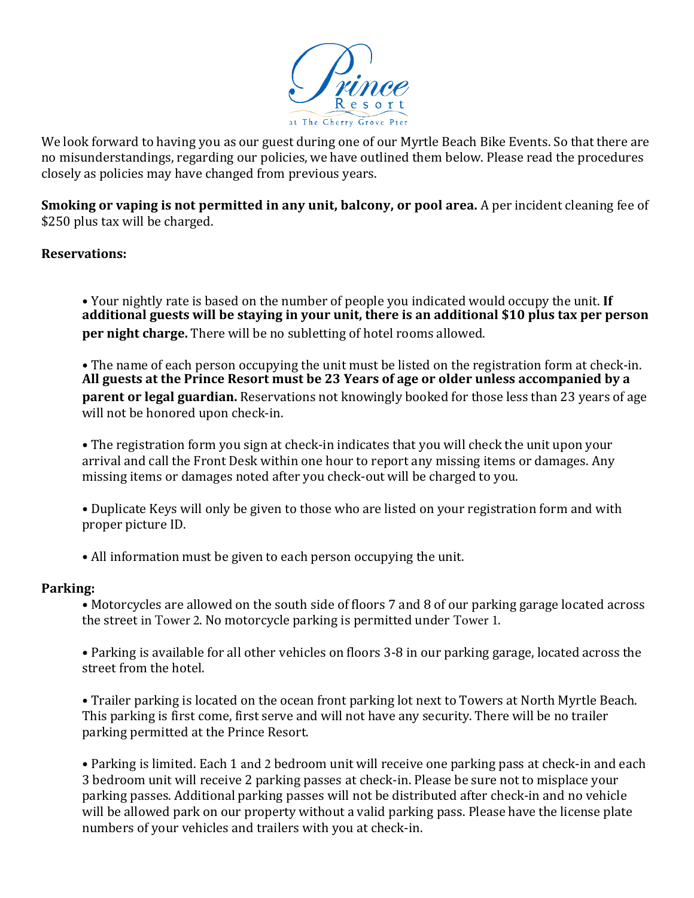# Prince Resort at The Cherry Grove Pier

We look forward to having you as our guest during one of our Myrtle Beach Bike Events. So that there are no misunderstandings, regarding our policies, we have outlined them below. Please read the procedures closely as policies may have changed from previous years.

**Smoking or vaping is not permitted in any unit, balcony, or pool area.** A per incident cleaning fee of $250 plus tax will be charged.

**Reservations:**

- Your nightly rate is based on the number of people you indicated would occupy the unit. **If additional guests will be staying in your unit, there is an additional $10 plus tax per person per night charge.** There will be no subletting of hotel rooms allowed.

- The name of each person occupying the unit must be listed on the registration form at check-in. **All guests at the Prince Resort must be 23 Years of age or older unless accompanied by a parent or legal guardian.** Reservations not knowingly booked for those less than 23 years of age will not be honored upon check-in.

- The registration form you sign at check-in indicates that you will check the unit upon your arrival and call the Front Desk within one hour to report any missing items or damages. Any missing items or damages noted after you check-out will be charged to you.

- Duplicate Keys will only be given to those who are listed on your registration form and with proper picture ID.

- All information must be given to each person occupying the unit.

**Parking:**

- Motorcycles are allowed on the south side of floors 7 and 8 of our parking garage located across the street in Tower 2. No motorcycle parking is permitted under Tower 1.

- Parking is available for all other vehicles on floors 3-8 in our parking garage, located across the street from the hotel.

- Trailer parking is located on the ocean front parking lot next to Towers at North Myrtle Beach. This parking is first come, first serve and will not have any security. There will be no trailer parking permitted at the Prince Resort.

- Parking is limited. Each 1 and 2 bedroom unit will receive one parking pass at check-in and each 3 bedroom unit will receive 2 parking passes at check-in. Please be sure not to misplace your parking passes. Additional parking passes will not be distributed after check-in and no vehicle will be allowed park on our property without a valid parking pass. Please have the license plate numbers of your vehicles and trailers with you at check-in.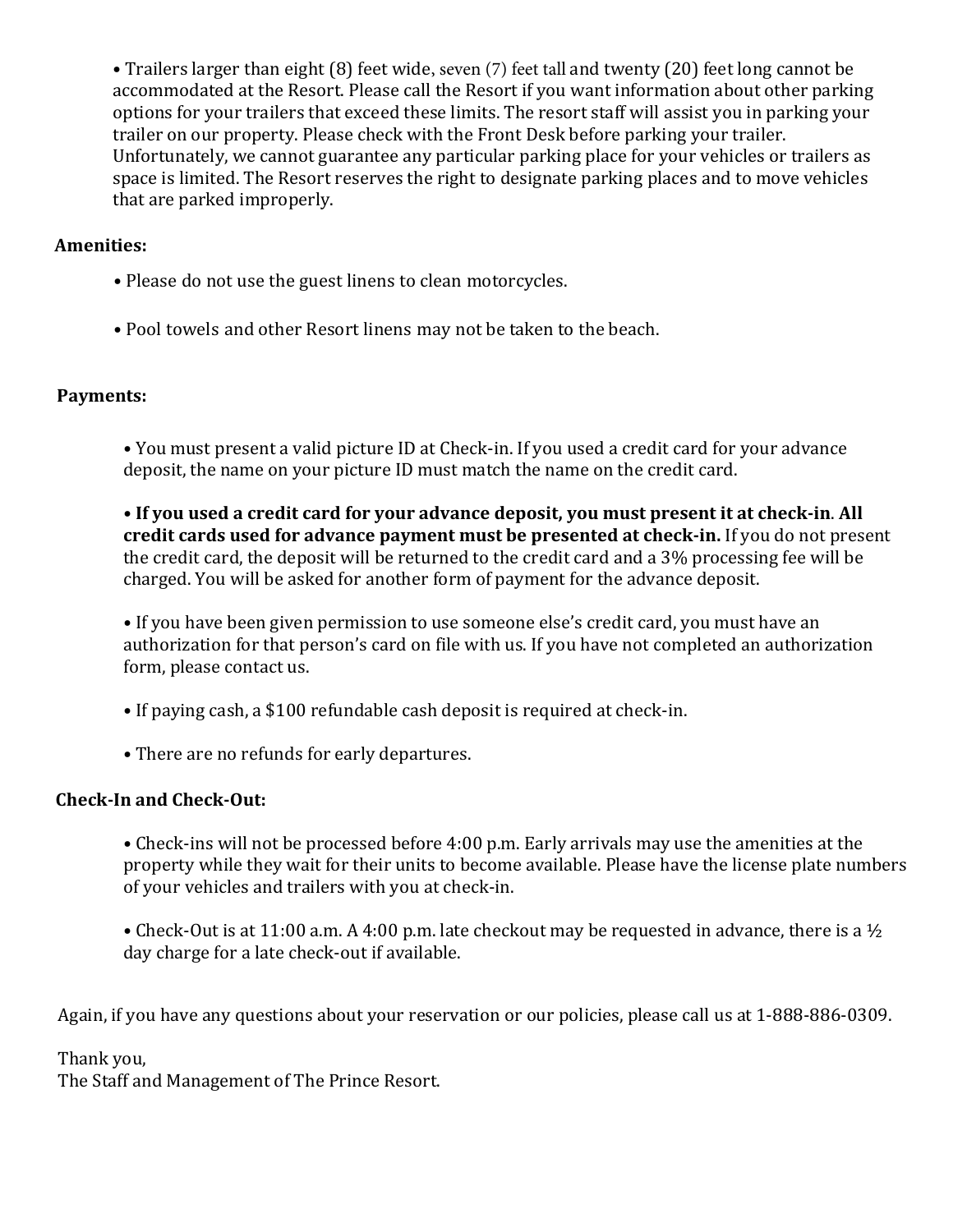- Trailers larger than eight (8) feet wide, seven (7) feet tall and twenty (20) feet long cannot be accommodated at the Resort. Please call the Resort if you want information about other parking options for your trailers that exceed these limits. The resort staff will assist you in parking your trailer on our property. Please check with the Front Desk before parking your trailer. Unfortunately, we cannot guarantee any particular parking place for your vehicles or trailers as space is limited. The Resort reserves the right to designate parking places and to move vehicles that are parked improperly.

**Amenities:**

- Please do not use the guest linens to clean motorcycles.
- Pool towels and other Resort linens may not be taken to the beach.

**Payments:**

- You must present a valid picture ID at Check-in. If you used a credit card for your advance deposit, the name on your picture ID must match the name on the credit card.
- **If you used a credit card for your advance deposit, you must present it at check-in**. **All credit cards used for advance payment must be presented at check-in.** If you do not present the credit card, the deposit will be returned to the credit card and a 3% processing fee will be charged. You will be asked for another form of payment for the advance deposit.
- If you have been given permission to use someone else's credit card, you must have an authorization for that person's card on file with us. If you have not completed an authorization form, please contact us.
- If paying cash, a $100 refundable cash deposit is required at check-in.
- There are no refunds for early departures.

**Check-In and Check-Out:**

- Check-ins will not be processed before 4:00 p.m. Early arrivals may use the amenities at the property while they wait for their units to become available. Please have the license plate numbers of your vehicles and trailers with you at check-in.
- Check-Out is at 11:00 a.m. A 4:00 p.m. late checkout may be requested in advance, there is a ½ day charge for a late check-out if available.

Again, if you have any questions about your reservation or our policies, please call us at 1-888-886-0309.

Thank you,
The Staff and Management of The Prince Resort.